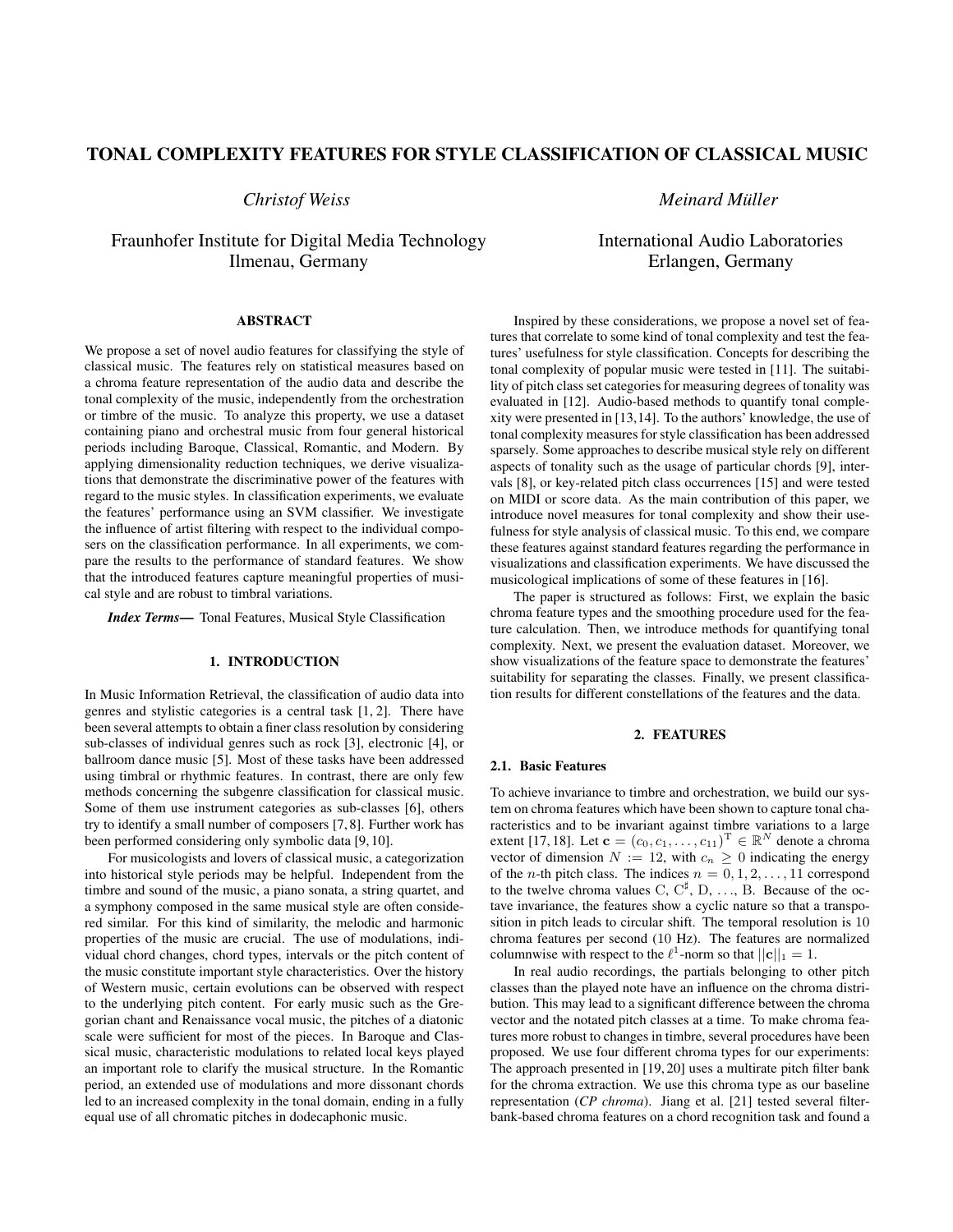# TONAL COMPLEXITY FEATURES FOR STYLE CLASSIFICATION OF CLASSICAL MUSIC

*Christof Weiss*

Fraunhofer Institute for Digital Media Technology
Ilmenau, Germany

*Meinard Müller*

International Audio Laboratories
Erlangen, Germany

## ABSTRACT

We propose a set of novel audio features for classifying the style of classical music. The features rely on statistical measures based on a chroma feature representation of the audio data and describe the tonal complexity of the music, independently from the orchestration or timbre of the music. To analyze this property, we use a dataset containing piano and orchestral music from four general historical periods including Baroque, Classical, Romantic, and Modern. By applying dimensionality reduction techniques, we derive visualizations that demonstrate the discriminative power of the features with regard to the music styles. In classification experiments, we evaluate the features' performance using an SVM classifier. We investigate the influence of artist filtering with respect to the individual composers on the classification performance. In all experiments, we compare the results to the performance of standard features. We show that the introduced features capture meaningful properties of musical style and are robust to timbral variations.

***Index Terms—*** Tonal Features, Musical Style Classification

## 1. INTRODUCTION

In Music Information Retrieval, the classification of audio data into genres and stylistic categories is a central task [1, 2]. There have been several attempts to obtain a finer class resolution by considering sub-classes of individual genres such as rock [3], electronic [4], or ballroom dance music [5]. Most of these tasks have been addressed using timbral or rhythmic features. In contrast, there are only few methods concerning the subgenre classification for classical music. Some of them use instrument categories as sub-classes [6], others try to identify a small number of composers [7, 8]. Further work has been performed considering only symbolic data [9, 10].

For musicologists and lovers of classical music, a categorization into historical style periods may be helpful. Independent from the timbre and sound of the music, a piano sonata, a string quartet, and a symphony composed in the same musical style are often considered similar. For this kind of similarity, the melodic and harmonic properties of the music are crucial. The use of modulations, individual chord changes, chord types, intervals or the pitch content of the music constitute important style characteristics. Over the history of Western music, certain evolutions can be observed with respect to the underlying pitch content. For early music such as the Gregorian chant and Renaissance vocal music, the pitches of a diatonic scale were sufficient for most of the pieces. In Baroque and Classical music, characteristic modulations to related local keys played an important role to clarify the musical structure. In the Romantic period, an extended use of modulations and more dissonant chords led to an increased complexity in the tonal domain, ending in a fully equal use of all chromatic pitches in dodecaphonic music.

Inspired by these considerations, we propose a novel set of features that correlate to some kind of tonal complexity and test the features' usefulness for style classification. Concepts for describing the tonal complexity of popular music were tested in [11]. The suitability of pitch class set categories for measuring degrees of tonality was evaluated in [12]. Audio-based methods to quantify tonal complexity were presented in [13,14]. To the authors' knowledge, the use of tonal complexity measures for style classification has been addressed sparsely. Some approaches to describe musical style rely on different aspects of tonality such as the usage of particular chords [9], intervals [8], or key-related pitch class occurrences [15] and were tested on MIDI or score data. As the main contribution of this paper, we introduce novel measures for tonal complexity and show their usefulness for style analysis of classical music. To this end, we compare these features against standard features regarding the performance in visualizations and classification experiments. We have discussed the musicological implications of some of these features in [16].

The paper is structured as follows: First, we explain the basic chroma feature types and the smoothing procedure used for the feature calculation. Then, we introduce methods for quantifying tonal complexity. Next, we present the evaluation dataset. Moreover, we show visualizations of the feature space to demonstrate the features' suitability for separating the classes. Finally, we present classification results for different constellations of the features and the data.

## 2. FEATURES

### 2.1. Basic Features

To achieve invariance to timbre and orchestration, we build our system on chroma features which have been shown to capture tonal characteristics and to be invariant against timbre variations to a large extent [17, 18]. Let $\mathbf{c} = (c_0, c_1, \ldots, c_{11})^{\mathrm{T}} \in \mathbb{R}^N$ denote a chroma vector of dimension $N := 12$, with $c_n \geq 0$ indicating the energy of the $n$-th pitch class. The indices $n = 0, 1, 2, \ldots, 11$ correspond to the twelve chroma values C, C$^\sharp$, D, …, B. Because of the octave invariance, the features show a cyclic nature so that a transposition in pitch leads to circular shift. The temporal resolution is 10 chroma features per second (10 Hz). The features are normalized columnwise with respect to the $\ell^1$-norm so that $||\mathbf{c}||_1 = 1$.

In real audio recordings, the partials belonging to other pitch classes than the played note have an influence on the chroma distribution. This may lead to a significant difference between the chroma vector and the notated pitch classes at a time. To make chroma features more robust to changes in timbre, several procedures have been proposed. We use four different chroma types for our experiments: The approach presented in [19, 20] uses a multirate pitch filter bank for the chroma extraction. We use this chroma type as our baseline representation (*CP chroma*). Jiang et al. [21] tested several filter-bank-based chroma features on a chord recognition task and found a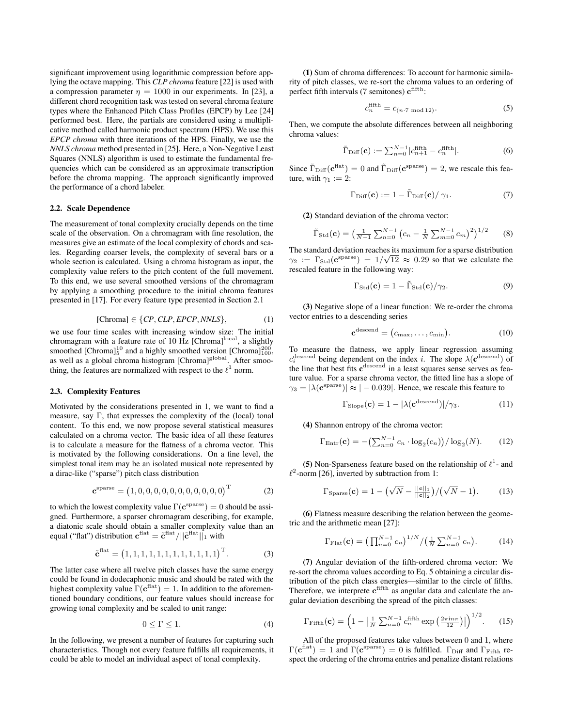significant improvement using logarithmic compression before applying the octave mapping. This *CLP chroma* feature [22] is used with a compression parameter $\eta = 1000$ in our experiments. In [23], a different chord recognition task was tested on several chroma feature types where the Enhanced Pitch Class Profiles (EPCP) by Lee [24] performed best. Here, the partials are considered using a multiplicative method called harmonic product spectrum (HPS). We use this *EPCP chroma* with three iterations of the HPS. Finally, we use the *NNLS chroma* method presented in [25]. Here, a Non-Negative Least Squares (NNLS) algorithm is used to estimate the fundamental frequencies which can be considered as an approximate transcription before the chroma mapping. The approach significantly improved the performance of a chord labeler.

### 2.2. Scale Dependence

The measurement of tonal complexity crucially depends on the time scale of the observation. On a chromagram with fine resolution, the measures give an estimate of the local complexity of chords and scales. Regarding coarser levels, the complexity of several bars or a whole section is calculated. Using a chroma histogram as input, the complexity value refers to the pitch content of the full movement. To this end, we use several smoothed versions of the chromagram by applying a smoothing procedure to the initial chroma features presented in [17]. For every feature type presented in Section 2.1

$$[\text{Chroma}] \in \{\mathit{CP}, \mathit{CLP}, \mathit{EPCP}, \mathit{NNLS}\}, \tag{1}$$

we use four time scales with increasing window size: The initial chromagram with a feature rate of 10 Hz $[\text{Chroma}]^{\text{local}}$, a slightly smoothed $[\text{Chroma}]^{10}_{5}$ and a highly smoothed version $[\text{Chroma}]^{200}_{100}$, as well as a global chroma histogram $[\text{Chroma}]^{\text{global}}$. After smoothing, the features are normalized with respect to the $\ell^1$ norm.

### 2.3. Complexity Features

Motivated by the considerations presented in 1, we want to find a measure, say $\Gamma$, that expresses the complexity of the (local) tonal content. To this end, we now propose several statistical measures calculated on a chroma vector. The basic idea of all these features is to calculate a measure for the flatness of a chroma vector. This is motivated by the following considerations. On a fine level, the simplest tonal item may be an isolated musical note represented by a dirac-like ("sparse") pitch class distribution

$$\mathbf{c}^{\text{sparse}} = \left(1, 0, 0, 0, 0, 0, 0, 0, 0, 0, 0, 0\right)^{\text{T}} \tag{2}$$

to which the lowest complexity value $\Gamma(\mathbf{c}^{\text{sparse}}) = 0$ should be assigned. Furthermore, a sparser chromagram describing, for example, a diatonic scale should obtain a smaller complexity value than an equal ("flat") distribution $\mathbf{c}^{\text{flat}} = \tilde{\mathbf{c}}^{\text{flat}} / ||\tilde{\mathbf{c}}^{\text{flat}}||_1$ with

$$\tilde{\mathbf{c}}^{\text{flat}} = \left(1, 1, 1, 1, 1, 1, 1, 1, 1, 1, 1, 1\right)^{\text{T}}. \tag{3}$$

The latter case where all twelve pitch classes have the same energy could be found in dodecaphonic music and should be rated with the highest complexity value $\Gamma(\mathbf{c}^{\text{flat}}) = 1$. In addition to the aforementioned boundary conditions, our feature values should increase for growing tonal complexity and be scaled to unit range:

$$0 \leq \Gamma \leq 1. \tag{4}$$

In the following, we present a number of features for capturing such characteristics. Though not every feature fulfills all requirements, it could be able to model an individual aspect of tonal complexity.

**(1)** Sum of chroma differences: To account for harmonic similarity of pitch classes, we re-sort the chroma values to an ordering of perfect fifth intervals (7 semitones) $\mathbf{c}^{\text{fifth}}$:

$$c_n^{\text{fifth}} = c_{(n \cdot 7 \bmod 12)}. \tag{5}$$

Then, we compute the absolute differences between all neighboring chroma values:

$$\tilde{\Gamma}_{\text{Diff}}(\mathbf{c}) := \textstyle\sum_{n=0}^{N-1} |c_{n+1}^{\text{fifth}} - c_n^{\text{fifth}}|. \tag{6}$$

Since $\tilde{\Gamma}_{\text{Diff}}(\mathbf{c}^{\text{flat}}) = 0$ and $\tilde{\Gamma}_{\text{Diff}}(\mathbf{c}^{\text{sparse}}) = 2$, we rescale this feature, with $\gamma_1 := 2$:

$$\Gamma_{\text{Diff}}(\mathbf{c}) := 1 - \tilde{\Gamma}_{\text{Diff}}(\mathbf{c}) / \, \gamma_1. \tag{7}$$

**(2)** Standard deviation of the chroma vector:

$$\tilde{\Gamma}_{\text{Std}}(\mathbf{c}) = \left(\tfrac{1}{N-1} \textstyle\sum_{n=0}^{N-1} \left(c_n - \tfrac{1}{N} \sum_{m=0}^{N-1} c_m\right)^2\right)^{1/2} \tag{8}$$

The standard deviation reaches its maximum for a sparse distribution $\gamma_2 := \Gamma_{\text{Std}}(\mathbf{c}^{\text{sparse}}) = 1/\sqrt{12} \approx 0.29$ so that we calculate the rescaled feature in the following way:

$$\Gamma_{\text{Std}}(\mathbf{c}) = 1 - \tilde{\Gamma}_{\text{Std}}(\mathbf{c}) / \gamma_2. \tag{9}$$

**(3)** Negative slope of a linear function: We re-order the chroma vector entries to a descending series

$$\mathbf{c}^{\text{descend}} = \left(c_{\max}, \ldots, c_{\min}\right). \tag{10}$$

To measure the flatness, we apply linear regression assuming $c_i^{\text{descend}}$ being dependent on the index $i$. The slope $\lambda(\mathbf{c}^{\text{descend}})$ of the line that best fits $\mathbf{c}^{\text{descend}}$ in a least squares sense serves as feature value. For a sparse chroma vector, the fitted line has a slope of $\gamma_3 = |\lambda(\mathbf{c}^{\text{sparse}})| \approx |-0.039|$. Hence, we rescale this feature to

$$\Gamma_{\text{Slope}}(\mathbf{c}) = 1 - |\lambda(\mathbf{c}^{\text{descend}})| / \gamma_3. \tag{11}$$

**(4)** Shannon entropy of the chroma vector:

$$\Gamma_{\text{Entr}}(\mathbf{c}) = -\left(\textstyle\sum_{n=0}^{N-1} c_n \cdot \log_2(c_n)\right) / \log_2(N). \tag{12}$$

**(5)** Non-Sparseness feature based on the relationship of $\ell^1$- and $\ell^2$-norm [26], inverted by subtraction from 1:

$$\Gamma_{\text{Sparse}}(\mathbf{c}) = 1 - \left(\sqrt{N} - \tfrac{||\mathbf{c}||_1}{||\mathbf{c}||_2}\right) / \left(\sqrt{N} - 1\right). \tag{13}$$

**(6)** Flatness measure describing the relation between the geometric and the arithmetic mean [27]:

$$\Gamma_{\text{Flat}}(\mathbf{c}) = \left(\textstyle\prod_{n=0}^{N-1} c_n\right)^{1/N} / \left(\tfrac{1}{N} \textstyle\sum_{n=0}^{N-1} c_n\right). \tag{14}$$

**(7)** Angular deviation of the fifth-ordered chroma vector: We re-sort the chroma values according to Eq. 5 obtaining a circular distribution of the pitch class energies—similar to the circle of fifths. Therefore, we interprete $\mathbf{c}^{\text{fifth}}$ as angular data and calculate the angular deviation describing the spread of the pitch classes:

$$\Gamma_{\text{Fifth}}(\mathbf{c}) = \left(1 - \left|\tfrac{1}{N} \textstyle\sum_{n=0}^{N-1} c_n^{\text{fifth}} \exp\left(\tfrac{2\pi i n \pi}{12}\right)\right|\right)^{1/2}. \tag{15}$$

All of the proposed features take values between 0 and 1, where $\Gamma(\mathbf{c}^{\text{flat}}) = 1$ and $\Gamma(\mathbf{c}^{\text{sparse}}) = 0$ is fulfilled. $\Gamma_{\text{Diff}}$ and $\Gamma_{\text{Fifth}}$ respect the ordering of the chroma entries and penalize distant relations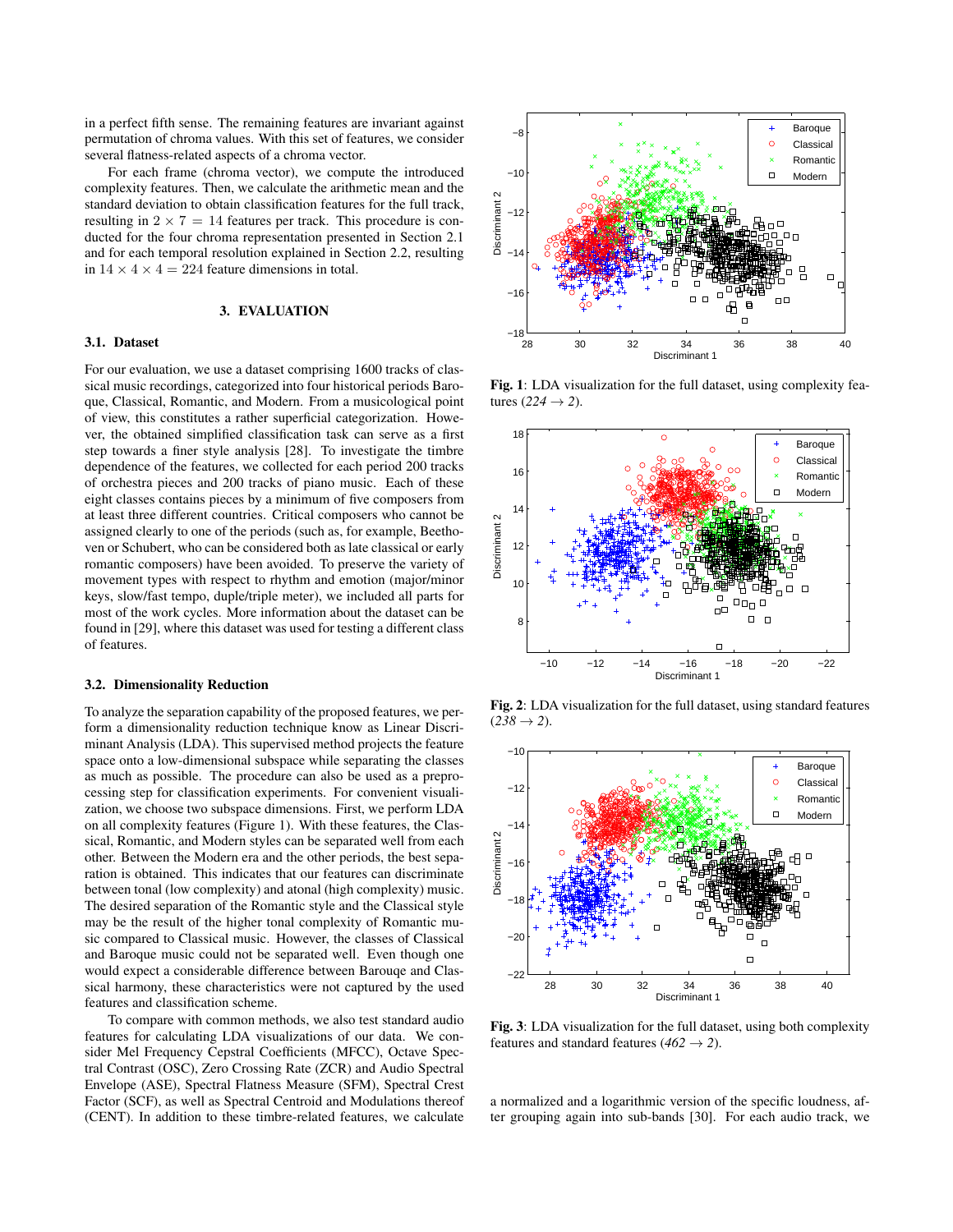in a perfect fifth sense. The remaining features are invariant against permutation of chroma values. With this set of features, we consider several flatness-related aspects of a chroma vector.

For each frame (chroma vector), we compute the introduced complexity features. Then, we calculate the arithmetic mean and the standard deviation to obtain classification features for the full track, resulting in $2 \times 7 = 14$ features per track. This procedure is conducted for the four chroma representation presented in Section 2.1 and for each temporal resolution explained in Section 2.2, resulting in $14 \times 4 \times 4 = 224$ feature dimensions in total.

## 3. EVALUATION

### 3.1. Dataset

For our evaluation, we use a dataset comprising 1600 tracks of classical music recordings, categorized into four historical periods Baroque, Classical, Romantic, and Modern. From a musicological point of view, this constitutes a rather superficial categorization. However, the obtained simplified classification task can serve as a first step towards a finer style analysis [28]. To investigate the timbre dependence of the features, we collected for each period 200 tracks of orchestra pieces and 200 tracks of piano music. Each of these eight classes contains pieces by a minimum of five composers from at least three different countries. Critical composers who cannot be assigned clearly to one of the periods (such as, for example, Beethoven or Schubert, who can be considered both as late classical or early romantic composers) have been avoided. To preserve the variety of movement types with respect to rhythm and emotion (major/minor keys, slow/fast tempo, duple/triple meter), we included all parts for most of the work cycles. More information about the dataset can be found in [29], where this dataset was used for testing a different class of features.

### 3.2. Dimensionality Reduction

To analyze the separation capability of the proposed features, we perform a dimensionality reduction technique know as Linear Discriminant Analysis (LDA). This supervised method projects the feature space onto a low-dimensional subspace while separating the classes as much as possible. The procedure can also be used as a preprocessing step for classification experiments. For convenient visualization, we choose two subspace dimensions. First, we perform LDA on all complexity features (Figure 1). With these features, the Classical, Romantic, and Modern styles can be separated well from each other. Between the Modern era and the other periods, the best separation is obtained. This indicates that our features can discriminate between tonal (low complexity) and atonal (high complexity) music. The desired separation of the Romantic style and the Classical style may be the result of the higher tonal complexity of Romantic music compared to Classical music. However, the classes of Classical and Baroque music could not be separated well. Even though one would expect a considerable difference between Barouqe and Classical harmony, these characteristics were not captured by the used features and classification scheme.

To compare with common methods, we also test standard audio features for calculating LDA visualizations of our data. We consider Mel Frequency Cepstral Coefficients (MFCC), Octave Spectral Contrast (OSC), Zero Crossing Rate (ZCR) and Audio Spectral Envelope (ASE), Spectral Flatness Measure (SFM), Spectral Crest Factor (SCF), as well as Spectral Centroid and Modulations thereof (CENT). In addition to these timbre-related features, we calculate

**Fig. 1**: LDA visualization for the full dataset, using complexity features (*224* $\rightarrow$ *2*).

**Fig. 2**: LDA visualization for the full dataset, using standard features (*238* $\rightarrow$ *2*).

**Fig. 3**: LDA visualization for the full dataset, using both complexity features and standard features (*462* $\rightarrow$ *2*).

a normalized and a logarithmic version of the specific loudness, after grouping again into sub-bands [30]. For each audio track, we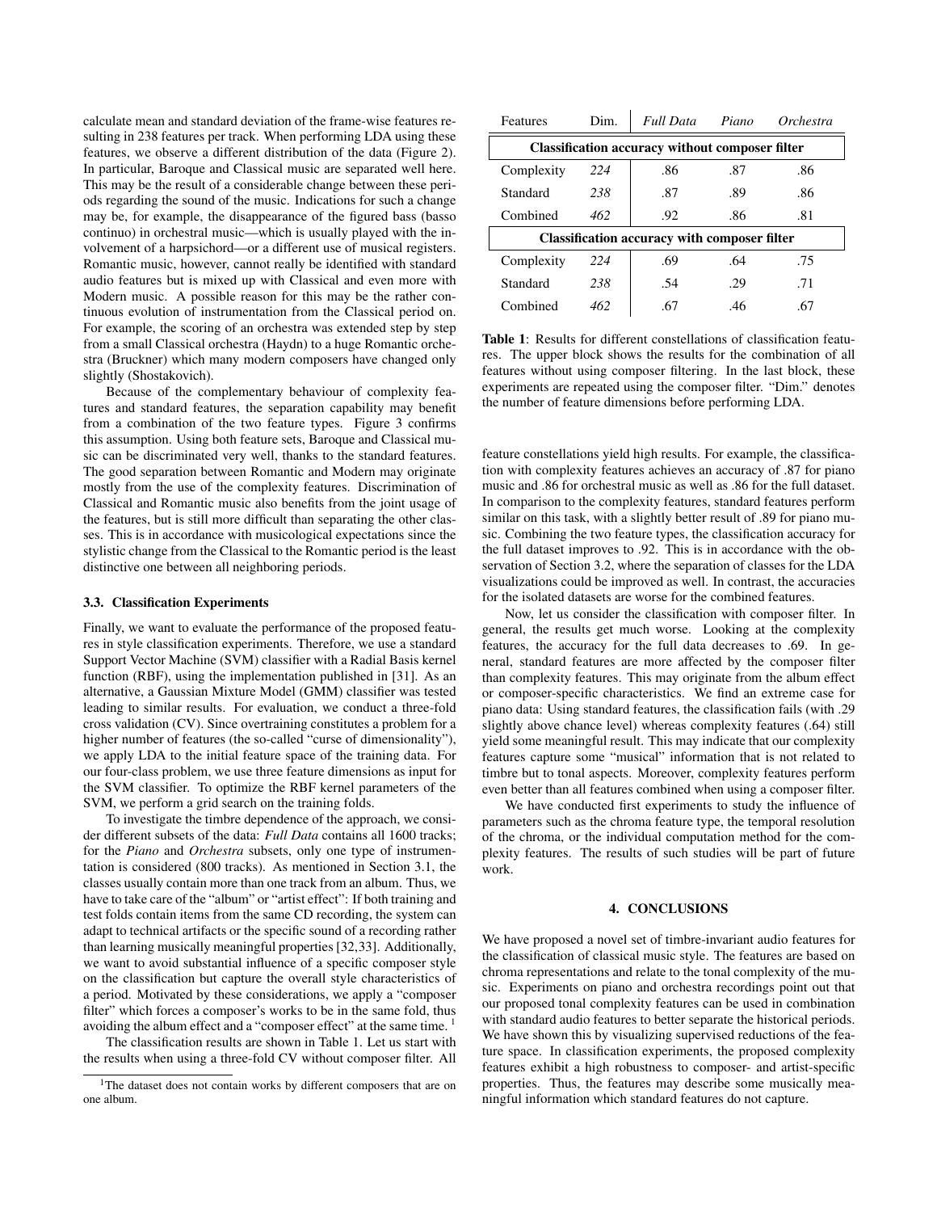calculate mean and standard deviation of the frame-wise features resulting in 238 features per track. When performing LDA using these features, we observe a different distribution of the data (Figure 2). In particular, Baroque and Classical music are separated well here. This may be the result of a considerable change between these periods regarding the sound of the music. Indications for such a change may be, for example, the disappearance of the figured bass (basso continuo) in orchestral music—which is usually played with the involvement of a harpsichord—or a different use of musical registers. Romantic music, however, cannot really be identified with standard audio features but is mixed up with Classical and even more with Modern music. A possible reason for this may be the rather continuous evolution of instrumentation from the Classical period on. For example, the scoring of an orchestra was extended step by step from a small Classical orchestra (Haydn) to a huge Romantic orchestra (Bruckner) which many modern composers have changed only slightly (Shostakovich).

Because of the complementary behaviour of complexity features and standard features, the separation capability may benefit from a combination of the two feature types. Figure 3 confirms this assumption. Using both feature sets, Baroque and Classical music can be discriminated very well, thanks to the standard features. The good separation between Romantic and Modern may originate mostly from the use of the complexity features. Discrimination of Classical and Romantic music also benefits from the joint usage of the features, but is still more difficult than separating the other classes. This is in accordance with musicological expectations since the stylistic change from the Classical to the Romantic period is the least distinctive one between all neighboring periods.

### 3.3. Classification Experiments

Finally, we want to evaluate the performance of the proposed features in style classification experiments. Therefore, we use a standard Support Vector Machine (SVM) classifier with a Radial Basis kernel function (RBF), using the implementation published in [31]. As an alternative, a Gaussian Mixture Model (GMM) classifier was tested leading to similar results. For evaluation, we conduct a three-fold cross validation (CV). Since overtraining constitutes a problem for a higher number of features (the so-called "curse of dimensionality"), we apply LDA to the initial feature space of the training data. For our four-class problem, we use three feature dimensions as input for the SVM classifier. To optimize the RBF kernel parameters of the SVM, we perform a grid search on the training folds.

To investigate the timbre dependence of the approach, we consider different subsets of the data: *Full Data* contains all 1600 tracks; for the *Piano* and *Orchestra* subsets, only one type of instrumentation is considered (800 tracks). As mentioned in Section 3.1, the classes usually contain more than one track from an album. Thus, we have to take care of the "album" or "artist effect": If both training and test folds contain items from the same CD recording, the system can adapt to technical artifacts or the specific sound of a recording rather than learning musically meaningful properties [32,33]. Additionally, we want to avoid substantial influence of a specific composer style on the classification but capture the overall style characteristics of a period. Motivated by these considerations, we apply a "composer filter" which forces a composer's works to be in the same fold, thus avoiding the album effect and a "composer effect" at the same time. [1]

The classification results are shown in Table 1. Let us start with the results when using a three-fold CV without composer filter. All feature constellations yield high results. For example, the classification with complexity features achieves an accuracy of .87 for piano music and .86 for orchestral music as well as .86 for the full dataset. In comparison to the complexity features, standard features perform similar on this task, with a slightly better result of .89 for piano music. Combining the two feature types, the classification accuracy for the full dataset improves to .92. This is in accordance with the observation of Section 3.2, where the separation of classes for the LDA visualizations could be improved as well. In contrast, the accuracies for the isolated datasets are worse for the combined features.

| Features | Dim. | *Full Data* | *Piano* | *Orchestra* |
|---|---|---|---|---|
| **Classification accuracy without composer filter** | | | | |
| Complexity | *224* | .86 | .87 | .86 |
| Standard | *238* | .87 | .89 | .86 |
| Combined | *462* | .92 | .86 | .81 |
| **Classification accuracy with composer filter** | | | | |
| Complexity | *224* | .69 | .64 | .75 |
| Standard | *238* | .54 | .29 | .71 |
| Combined | *462* | .67 | .46 | .67 |

**Table 1**: Results for different constellations of classification features. The upper block shows the results for the combination of all features without using composer filtering. In the last block, these experiments are repeated using the composer filter. "Dim." denotes the number of feature dimensions before performing LDA.

Now, let us consider the classification with composer filter. In general, the results get much worse. Looking at the complexity features, the accuracy for the full data decreases to .69. In general, standard features are more affected by the composer filter than complexity features. This may originate from the album effect or composer-specific characteristics. We find an extreme case for piano data: Using standard features, the classification fails (with .29 slightly above chance level) whereas complexity features (.64) still yield some meaningful result. This may indicate that our complexity features capture some "musical" information that is not related to timbre but to tonal aspects. Moreover, complexity features perform even better than all features combined when using a composer filter.

We have conducted first experiments to study the influence of parameters such as the chroma feature type, the temporal resolution of the chroma, or the individual computation method for the complexity features. The results of such studies will be part of future work.

## 4. CONCLUSIONS

We have proposed a novel set of timbre-invariant audio features for the classification of classical music style. The features are based on chroma representations and relate to the tonal complexity of the music. Experiments on piano and orchestra recordings point out that our proposed tonal complexity features can be used in combination with standard audio features to better separate the historical periods. We have shown this by visualizing supervised reductions of the feature space. In classification experiments, the proposed complexity features exhibit a high robustness to composer- and artist-specific properties. Thus, the features may describe some musically meaningful information which standard features do not capture.

[1] The dataset does not contain works by different composers that are on one album.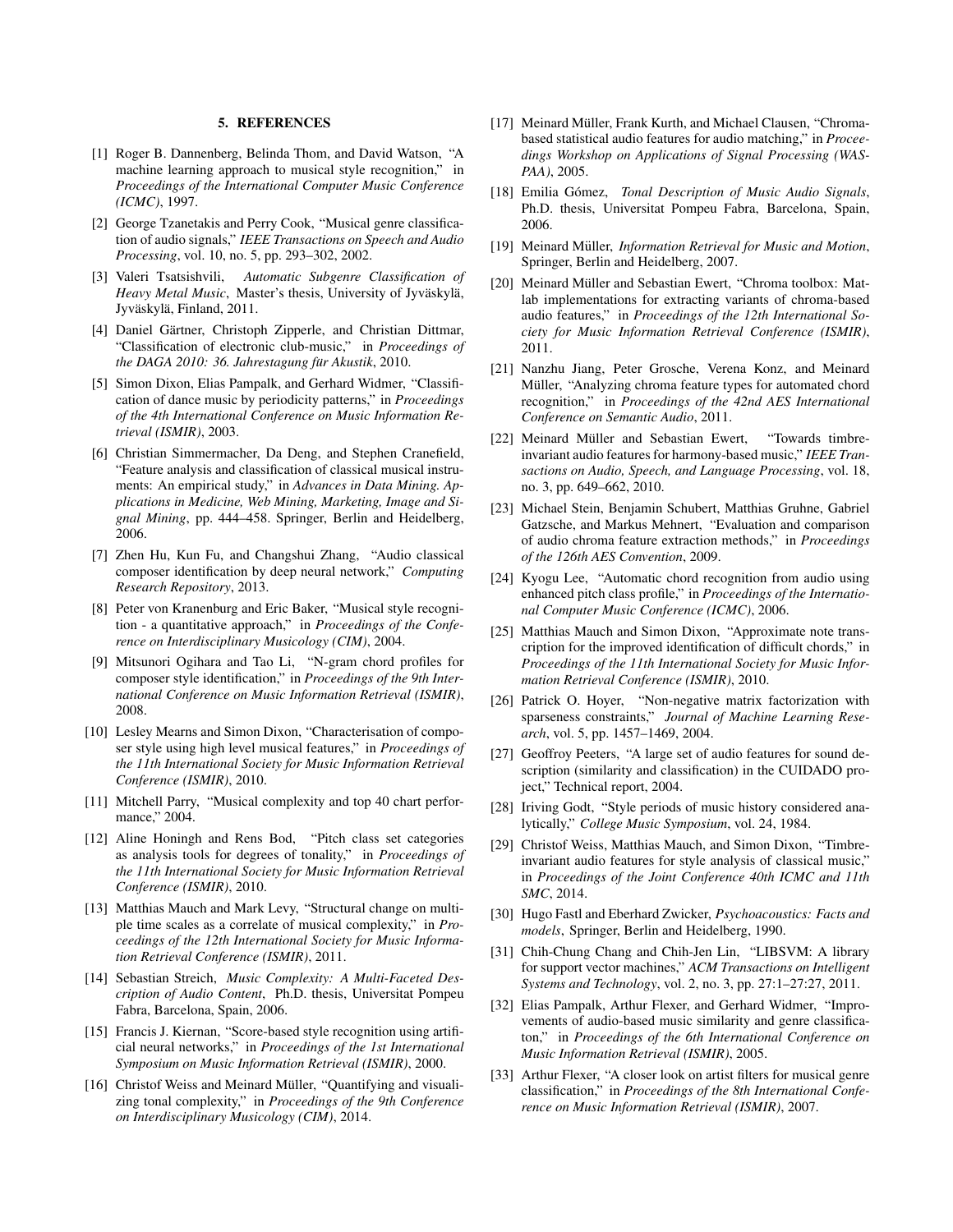## 5. REFERENCES

[1] Roger B. Dannenberg, Belinda Thom, and David Watson, "A machine learning approach to musical style recognition," in *Proceedings of the International Computer Music Conference (ICMC)*, 1997.

[2] George Tzanetakis and Perry Cook, "Musical genre classification of audio signals," *IEEE Transactions on Speech and Audio Processing*, vol. 10, no. 5, pp. 293–302, 2002.

[3] Valeri Tsatsishvili, *Automatic Subgenre Classification of Heavy Metal Music*, Master's thesis, University of Jyväskylä, Jyväskylä, Finland, 2011.

[4] Daniel Gärtner, Christoph Zipperle, and Christian Dittmar, "Classification of electronic club-music," in *Proceedings of the DAGA 2010: 36. Jahrestagung für Akustik*, 2010.

[5] Simon Dixon, Elias Pampalk, and Gerhard Widmer, "Classification of dance music by periodicity patterns," in *Proceedings of the 4th International Conference on Music Information Retrieval (ISMIR)*, 2003.

[6] Christian Simmermacher, Da Deng, and Stephen Cranefield, "Feature analysis and classification of classical musical instruments: An empirical study," in *Advances in Data Mining. Applications in Medicine, Web Mining, Marketing, Image and Signal Mining*, pp. 444–458. Springer, Berlin and Heidelberg, 2006.

[7] Zhen Hu, Kun Fu, and Changshui Zhang, "Audio classical composer identification by deep neural network," *Computing Research Repository*, 2013.

[8] Peter von Kranenburg and Eric Baker, "Musical style recognition - a quantitative approach," in *Proceedings of the Conference on Interdisciplinary Musicology (CIM)*, 2004.

[9] Mitsunori Ogihara and Tao Li, "N-gram chord profiles for composer style identification," in *Proceedings of the 9th International Conference on Music Information Retrieval (ISMIR)*, 2008.

[10] Lesley Mearns and Simon Dixon, "Characterisation of composer style using high level musical features," in *Proceedings of the 11th International Society for Music Information Retrieval Conference (ISMIR)*, 2010.

[11] Mitchell Parry, "Musical complexity and top 40 chart performance," 2004.

[12] Aline Honingh and Rens Bod, "Pitch class set categories as analysis tools for degrees of tonality," in *Proceedings of the 11th International Society for Music Information Retrieval Conference (ISMIR)*, 2010.

[13] Matthias Mauch and Mark Levy, "Structural change on multiple time scales as a correlate of musical complexity," in *Proceedings of the 12th International Society for Music Information Retrieval Conference (ISMIR)*, 2011.

[14] Sebastian Streich, *Music Complexity: A Multi-Faceted Description of Audio Content*, Ph.D. thesis, Universitat Pompeu Fabra, Barcelona, Spain, 2006.

[15] Francis J. Kiernan, "Score-based style recognition using artificial neural networks," in *Proceedings of the 1st International Symposium on Music Information Retrieval (ISMIR)*, 2000.

[16] Christof Weiss and Meinard Müller, "Quantifying and visualizing tonal complexity," in *Proceedings of the 9th Conference on Interdisciplinary Musicology (CIM)*, 2014.

[17] Meinard Müller, Frank Kurth, and Michael Clausen, "Chroma-based statistical audio features for audio matching," in *Proceedings Workshop on Applications of Signal Processing (WASPAA)*, 2005.

[18] Emilia Gómez, *Tonal Description of Music Audio Signals*, Ph.D. thesis, Universitat Pompeu Fabra, Barcelona, Spain, 2006.

[19] Meinard Müller, *Information Retrieval for Music and Motion*, Springer, Berlin and Heidelberg, 2007.

[20] Meinard Müller and Sebastian Ewert, "Chroma toolbox: Matlab implementations for extracting variants of chroma-based audio features," in *Proceedings of the 12th International Society for Music Information Retrieval Conference (ISMIR)*, 2011.

[21] Nanzhu Jiang, Peter Grosche, Verena Konz, and Meinard Müller, "Analyzing chroma feature types for automated chord recognition," in *Proceedings of the 42nd AES International Conference on Semantic Audio*, 2011.

[22] Meinard Müller and Sebastian Ewert, "Towards timbre-invariant audio features for harmony-based music," *IEEE Transactions on Audio, Speech, and Language Processing*, vol. 18, no. 3, pp. 649–662, 2010.

[23] Michael Stein, Benjamin Schubert, Matthias Gruhne, Gabriel Gatzsche, and Markus Mehnert, "Evaluation and comparison of audio chroma feature extraction methods," in *Proceedings of the 126th AES Convention*, 2009.

[24] Kyogu Lee, "Automatic chord recognition from audio using enhanced pitch class profile," in *Proceedings of the International Computer Music Conference (ICMC)*, 2006.

[25] Matthias Mauch and Simon Dixon, "Approximate note transcription for the improved identification of difficult chords," in *Proceedings of the 11th International Society for Music Information Retrieval Conference (ISMIR)*, 2010.

[26] Patrick O. Hoyer, "Non-negative matrix factorization with sparseness constraints," *Journal of Machine Learning Research*, vol. 5, pp. 1457–1469, 2004.

[27] Geoffroy Peeters, "A large set of audio features for sound description (similarity and classification) in the CUIDADO project," Technical report, 2004.

[28] Iriving Godt, "Style periods of music history considered analytically," *College Music Symposium*, vol. 24, 1984.

[29] Christof Weiss, Matthias Mauch, and Simon Dixon, "Timbre-invariant audio features for style analysis of classical music," in *Proceedings of the Joint Conference 40th ICMC and 11th SMC*, 2014.

[30] Hugo Fastl and Eberhard Zwicker, *Psychoacoustics: Facts and models*, Springer, Berlin and Heidelberg, 1990.

[31] Chih-Chung Chang and Chih-Jen Lin, "LIBSVM: A library for support vector machines," *ACM Transactions on Intelligent Systems and Technology*, vol. 2, no. 3, pp. 27:1–27:27, 2011.

[32] Elias Pampalk, Arthur Flexer, and Gerhard Widmer, "Improvements of audio-based music similarity and genre classificaton," in *Proceedings of the 6th International Conference on Music Information Retrieval (ISMIR)*, 2005.

[33] Arthur Flexer, "A closer look on artist filters for musical genre classification," in *Proceedings of the 8th International Conference on Music Information Retrieval (ISMIR)*, 2007.